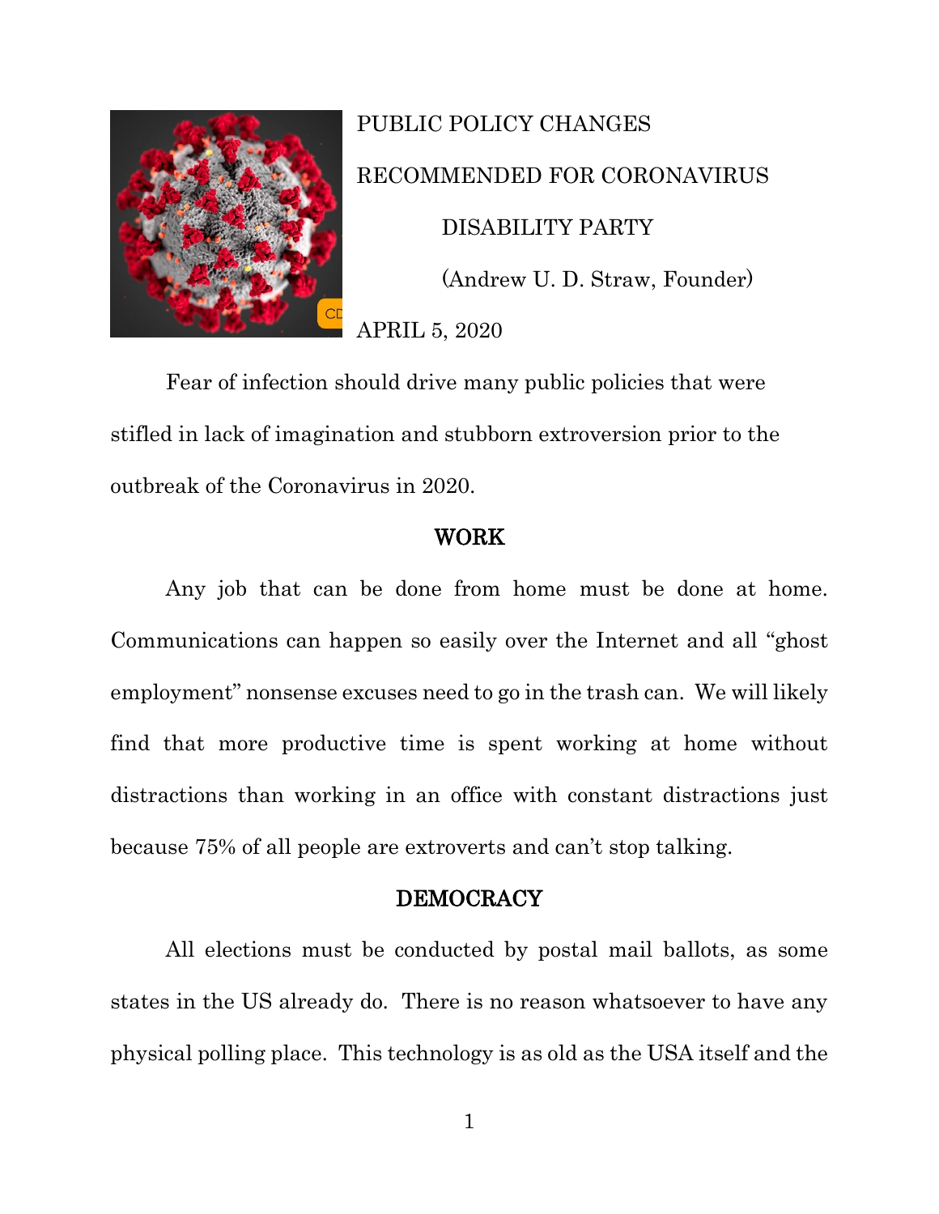# PUBLIC POLICY CHANGES RECOMMENDED FOR CORONAVIRUS

DISABILITY PARTY

(Andrew U. D. Straw, Founder)

APRIL 5, 2020

Fear of infection should drive many public policies that were stifled in lack of imagination and stubborn extroversion prior to the outbreak of the Coronavirus in 2020.

## WORK

Any job that can be done from home must be done at home. Communications can happen so easily over the Internet and all "ghost employment" nonsense excuses need to go in the trash can. We will likely find that more productive time is spent working at home without distractions than working in an office with constant distractions just because 75% of all people are extroverts and can't stop talking.

## DEMOCRACY

All elections must be conducted by postal mail ballots, as some states in the US already do. There is no reason whatsoever to have any physical polling place. This technology is as old as the USA itself and the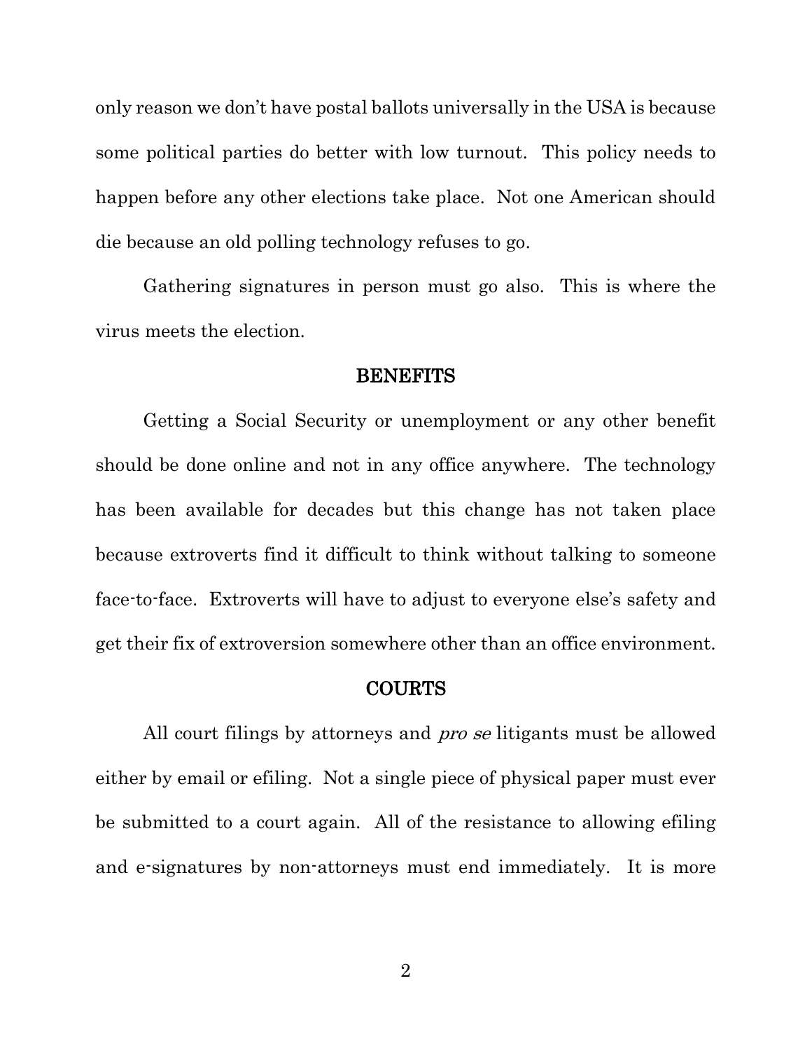only reason we don't have postal ballots universally in the USA is because some political parties do better with low turnout. This policy needs to happen before any other elections take place. Not one American should die because an old polling technology refuses to go.

Gathering signatures in person must go also. This is where the virus meets the election.

## BENEFITS

Getting a Social Security or unemployment or any other benefit should be done online and not in any office anywhere. The technology has been available for decades but this change has not taken place because extroverts find it difficult to think without talking to someone face-to-face. Extroverts will have to adjust to everyone else's safety and get their fix of extroversion somewhere other than an office environment.

## COURTS

All court filings by attorneys and *pro se* litigants must be allowed either by email or efiling. Not a single piece of physical paper must ever be submitted to a court again. All of the resistance to allowing efiling and e-signatures by non-attorneys must end immediately. It is more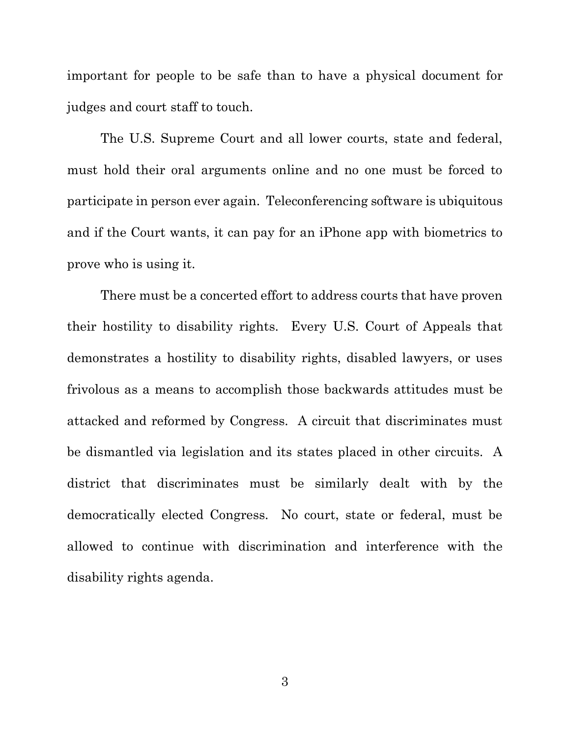important for people to be safe than to have a physical document for judges and court staff to touch.

The U.S. Supreme Court and all lower courts, state and federal, must hold their oral arguments online and no one must be forced to participate in person ever again. Teleconferencing software is ubiquitous and if the Court wants, it can pay for an iPhone app with biometrics to prove who is using it.

There must be a concerted effort to address courts that have proven their hostility to disability rights. Every U.S. Court of Appeals that demonstrates a hostility to disability rights, disabled lawyers, or uses frivolous as a means to accomplish those backwards attitudes must be attacked and reformed by Congress. A circuit that discriminates must be dismantled via legislation and its states placed in other circuits. A district that discriminates must be similarly dealt with by the democratically elected Congress. No court, state or federal, must be allowed to continue with discrimination and interference with the disability rights agenda.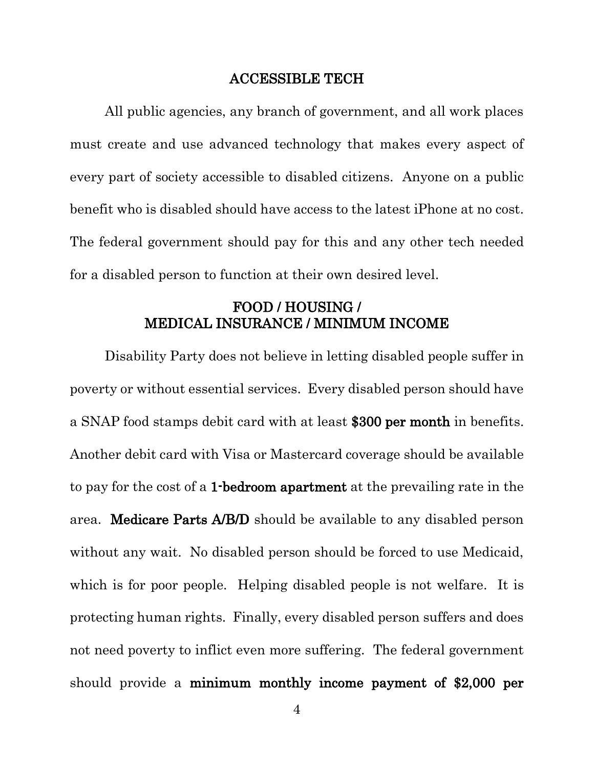## ACCESSIBLE TECH

All public agencies, any branch of government, and all work places must create and use advanced technology that makes every aspect of every part of society accessible to disabled citizens. Anyone on a public benefit who is disabled should have access to the latest iPhone at no cost. The federal government should pay for this and any other tech needed for a disabled person to function at their own desired level.

## FOOD / HOUSING / MEDICAL INSURANCE / MINIMUM INCOME

Disability Party does not believe in letting disabled people suffer in poverty or without essential services. Every disabled person should have a SNAP food stamps debit card with at least **$300 per month** in benefits. Another debit card with Visa or Mastercard coverage should be available to pay for the cost of a **1-bedroom apartment** at the prevailing rate in the area. **Medicare Parts A/B/D** should be available to any disabled person without any wait. No disabled person should be forced to use Medicaid, which is for poor people. Helping disabled people is not welfare. It is protecting human rights. Finally, every disabled person suffers and does not need poverty to inflict even more suffering. The federal government should provide a **minimum monthly income payment of $2,000 per**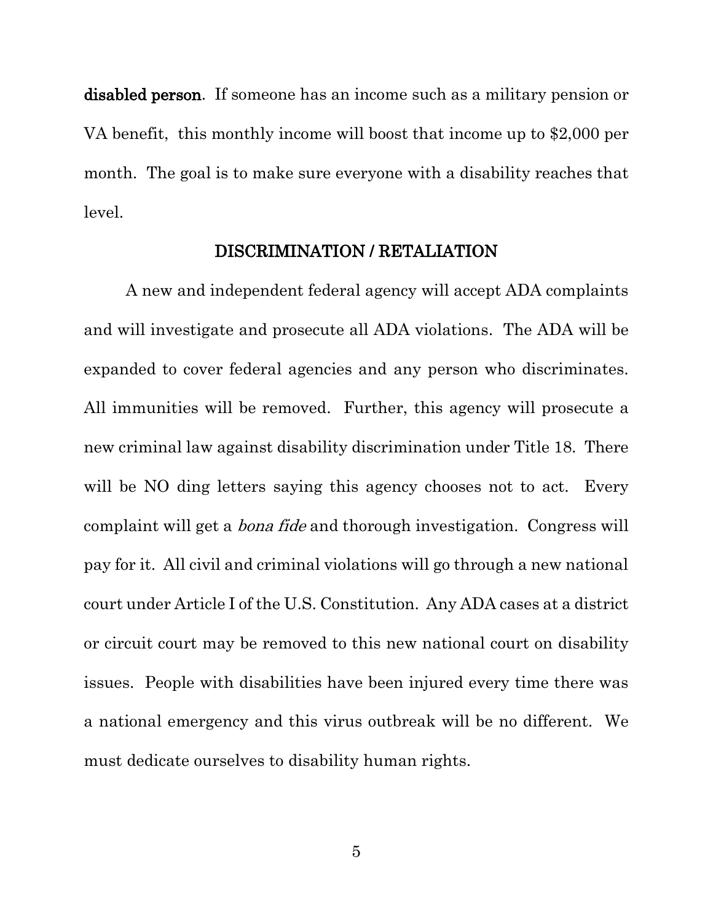**disabled person**. If someone has an income such as a military pension or VA benefit, this monthly income will boost that income up to $2,000 per month. The goal is to make sure everyone with a disability reaches that level.

## DISCRIMINATION / RETALIATION

A new and independent federal agency will accept ADA complaints and will investigate and prosecute all ADA violations. The ADA will be expanded to cover federal agencies and any person who discriminates. All immunities will be removed. Further, this agency will prosecute a new criminal law against disability discrimination under Title 18. There will be NO ding letters saying this agency chooses not to act. Every complaint will get a *bona fide* and thorough investigation. Congress will pay for it. All civil and criminal violations will go through a new national court under Article I of the U.S. Constitution. Any ADA cases at a district or circuit court may be removed to this new national court on disability issues. People with disabilities have been injured every time there was a national emergency and this virus outbreak will be no different. We must dedicate ourselves to disability human rights.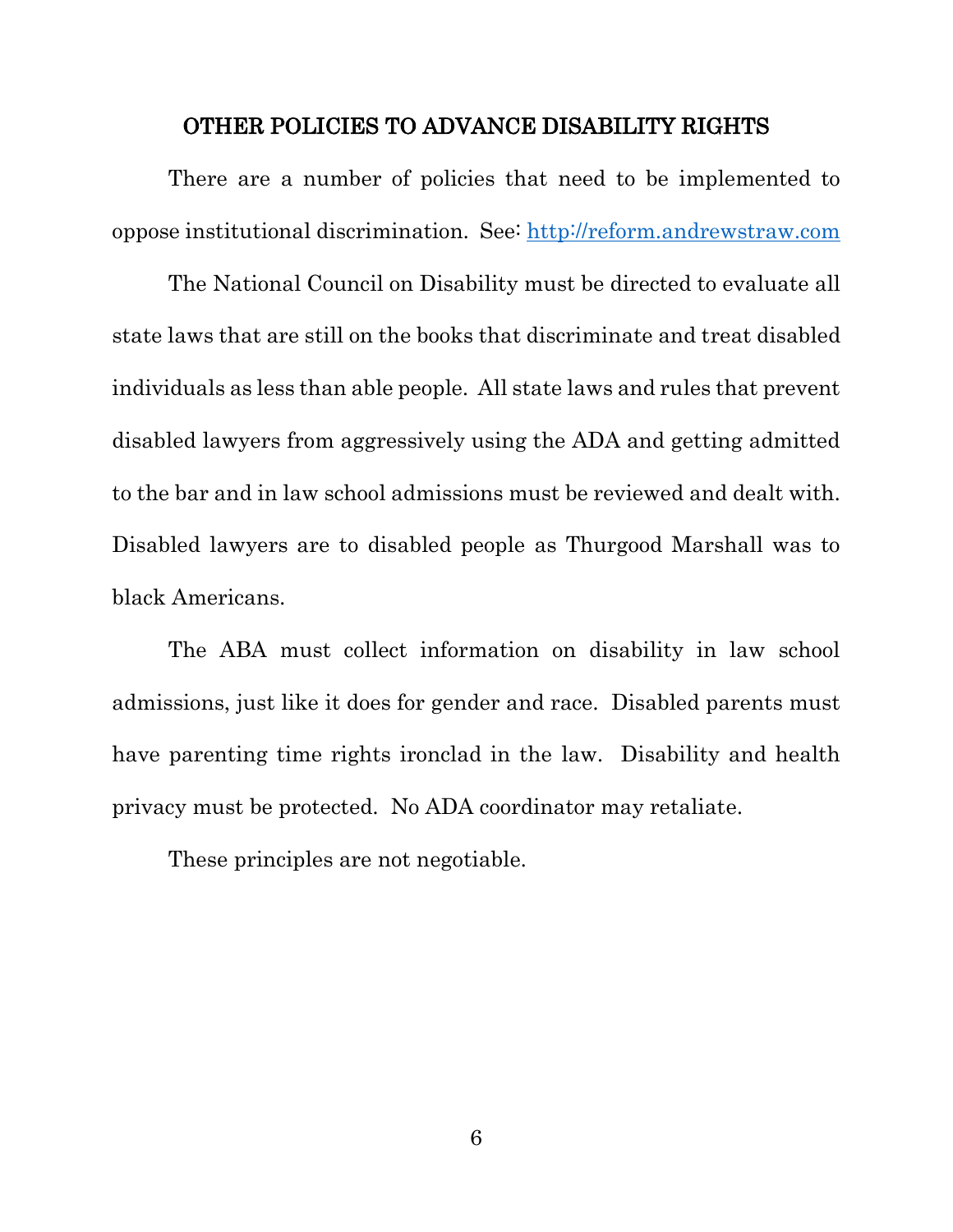## OTHER POLICIES TO ADVANCE DISABILITY RIGHTS

There are a number of policies that need to be implemented to oppose institutional discrimination. See: http://reform.andrewstraw.com

The National Council on Disability must be directed to evaluate all state laws that are still on the books that discriminate and treat disabled individuals as less than able people. All state laws and rules that prevent disabled lawyers from aggressively using the ADA and getting admitted to the bar and in law school admissions must be reviewed and dealt with. Disabled lawyers are to disabled people as Thurgood Marshall was to black Americans.

The ABA must collect information on disability in law school admissions, just like it does for gender and race. Disabled parents must have parenting time rights ironclad in the law. Disability and health privacy must be protected. No ADA coordinator may retaliate.

These principles are not negotiable.